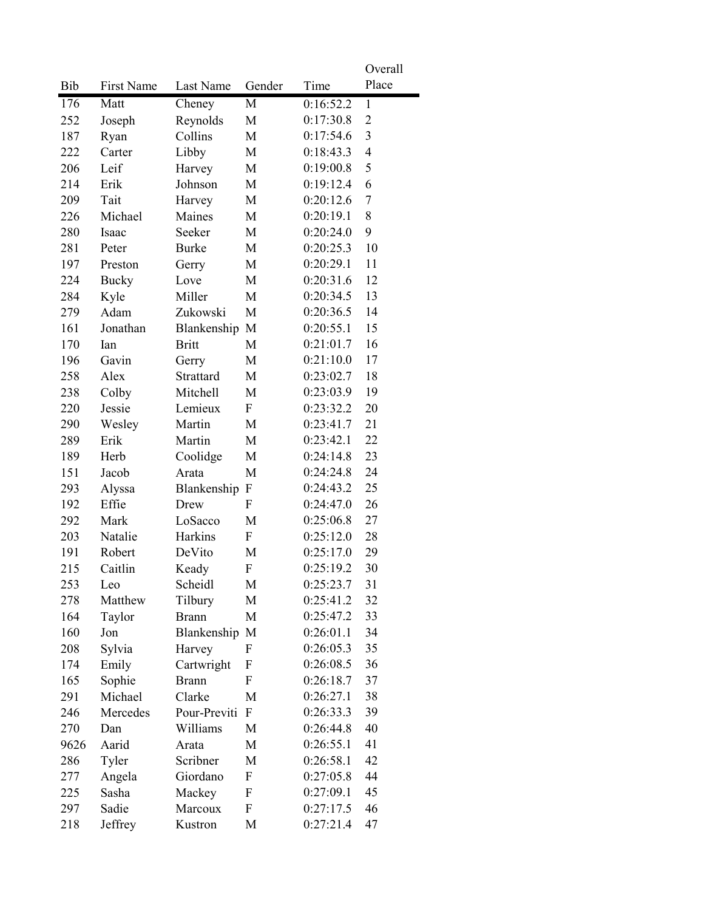| Bib | First Name | Last Name | Gender | Time | Overall Place |
|---|---|---|---|---|---|
| 176 | Matt | Cheney | M | 0:16:52.2 | 1 |
| 252 | Joseph | Reynolds | M | 0:17:30.8 | 2 |
| 187 | Ryan | Collins | M | 0:17:54.6 | 3 |
| 222 | Carter | Libby | M | 0:18:43.3 | 4 |
| 206 | Leif | Harvey | M | 0:19:00.8 | 5 |
| 214 | Erik | Johnson | M | 0:19:12.4 | 6 |
| 209 | Tait | Harvey | M | 0:20:12.6 | 7 |
| 226 | Michael | Maines | M | 0:20:19.1 | 8 |
| 280 | Isaac | Seeker | M | 0:20:24.0 | 9 |
| 281 | Peter | Burke | M | 0:20:25.3 | 10 |
| 197 | Preston | Gerry | M | 0:20:29.1 | 11 |
| 224 | Bucky | Love | M | 0:20:31.6 | 12 |
| 284 | Kyle | Miller | M | 0:20:34.5 | 13 |
| 279 | Adam | Zukowski | M | 0:20:36.5 | 14 |
| 161 | Jonathan | Blankenship | M | 0:20:55.1 | 15 |
| 170 | Ian | Britt | M | 0:21:01.7 | 16 |
| 196 | Gavin | Gerry | M | 0:21:10.0 | 17 |
| 258 | Alex | Strattard | M | 0:23:02.7 | 18 |
| 238 | Colby | Mitchell | M | 0:23:03.9 | 19 |
| 220 | Jessie | Lemieux | F | 0:23:32.2 | 20 |
| 290 | Wesley | Martin | M | 0:23:41.7 | 21 |
| 289 | Erik | Martin | M | 0:23:42.1 | 22 |
| 189 | Herb | Coolidge | M | 0:24:14.8 | 23 |
| 151 | Jacob | Arata | M | 0:24:24.8 | 24 |
| 293 | Alyssa | Blankenship | F | 0:24:43.2 | 25 |
| 192 | Effie | Drew | F | 0:24:47.0 | 26 |
| 292 | Mark | LoSacco | M | 0:25:06.8 | 27 |
| 203 | Natalie | Harkins | F | 0:25:12.0 | 28 |
| 191 | Robert | DeVito | M | 0:25:17.0 | 29 |
| 215 | Caitlin | Keady | F | 0:25:19.2 | 30 |
| 253 | Leo | Scheidl | M | 0:25:23.7 | 31 |
| 278 | Matthew | Tilbury | M | 0:25:41.2 | 32 |
| 164 | Taylor | Brann | M | 0:25:47.2 | 33 |
| 160 | Jon | Blankenship | M | 0:26:01.1 | 34 |
| 208 | Sylvia | Harvey | F | 0:26:05.3 | 35 |
| 174 | Emily | Cartwright | F | 0:26:08.5 | 36 |
| 165 | Sophie | Brann | F | 0:26:18.7 | 37 |
| 291 | Michael | Clarke | M | 0:26:27.1 | 38 |
| 246 | Mercedes | Pour-Previti | F | 0:26:33.3 | 39 |
| 270 | Dan | Williams | M | 0:26:44.8 | 40 |
| 9626 | Aarid | Arata | M | 0:26:55.1 | 41 |
| 286 | Tyler | Scribner | M | 0:26:58.1 | 42 |
| 277 | Angela | Giordano | F | 0:27:05.8 | 44 |
| 225 | Sasha | Mackey | F | 0:27:09.1 | 45 |
| 297 | Sadie | Marcoux | F | 0:27:17.5 | 46 |
| 218 | Jeffrey | Kustron | M | 0:27:21.4 | 47 |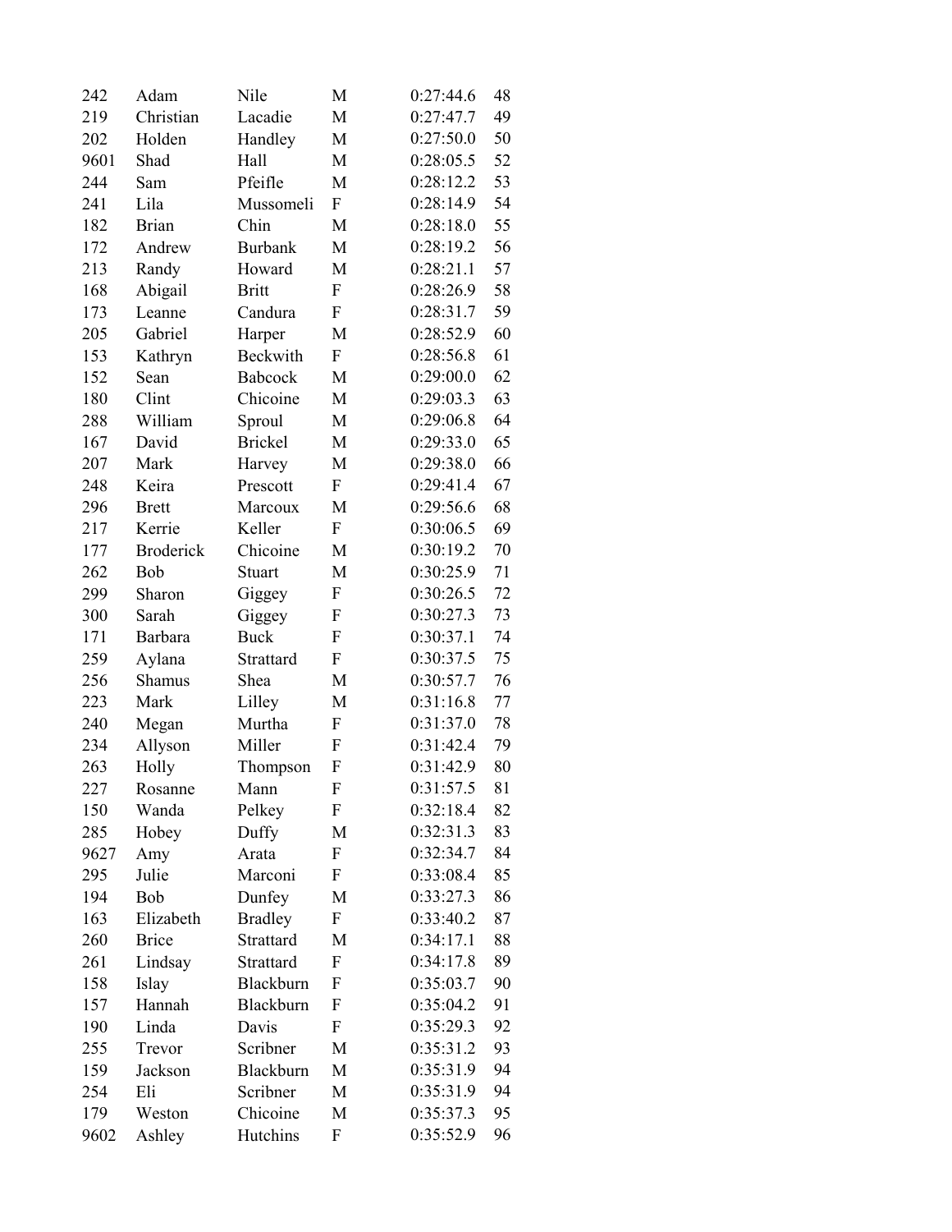| | | | | | |
|---|---|---|---|---|---|
| 242 | Adam | Nile | M | 0:27:44.6 | 48 |
| 219 | Christian | Lacadie | M | 0:27:47.7 | 49 |
| 202 | Holden | Handley | M | 0:27:50.0 | 50 |
| 9601 | Shad | Hall | M | 0:28:05.5 | 52 |
| 244 | Sam | Pfeifle | M | 0:28:12.2 | 53 |
| 241 | Lila | Mussomeli | F | 0:28:14.9 | 54 |
| 182 | Brian | Chin | M | 0:28:18.0 | 55 |
| 172 | Andrew | Burbank | M | 0:28:19.2 | 56 |
| 213 | Randy | Howard | M | 0:28:21.1 | 57 |
| 168 | Abigail | Britt | F | 0:28:26.9 | 58 |
| 173 | Leanne | Candura | F | 0:28:31.7 | 59 |
| 205 | Gabriel | Harper | M | 0:28:52.9 | 60 |
| 153 | Kathryn | Beckwith | F | 0:28:56.8 | 61 |
| 152 | Sean | Babcock | M | 0:29:00.0 | 62 |
| 180 | Clint | Chicoine | M | 0:29:03.3 | 63 |
| 288 | William | Sproul | M | 0:29:06.8 | 64 |
| 167 | David | Brickel | M | 0:29:33.0 | 65 |
| 207 | Mark | Harvey | M | 0:29:38.0 | 66 |
| 248 | Keira | Prescott | F | 0:29:41.4 | 67 |
| 296 | Brett | Marcoux | M | 0:29:56.6 | 68 |
| 217 | Kerrie | Keller | F | 0:30:06.5 | 69 |
| 177 | Broderick | Chicoine | M | 0:30:19.2 | 70 |
| 262 | Bob | Stuart | M | 0:30:25.9 | 71 |
| 299 | Sharon | Giggey | F | 0:30:26.5 | 72 |
| 300 | Sarah | Giggey | F | 0:30:27.3 | 73 |
| 171 | Barbara | Buck | F | 0:30:37.1 | 74 |
| 259 | Aylana | Strattard | F | 0:30:37.5 | 75 |
| 256 | Shamus | Shea | M | 0:30:57.7 | 76 |
| 223 | Mark | Lilley | M | 0:31:16.8 | 77 |
| 240 | Megan | Murtha | F | 0:31:37.0 | 78 |
| 234 | Allyson | Miller | F | 0:31:42.4 | 79 |
| 263 | Holly | Thompson | F | 0:31:42.9 | 80 |
| 227 | Rosanne | Mann | F | 0:31:57.5 | 81 |
| 150 | Wanda | Pelkey | F | 0:32:18.4 | 82 |
| 285 | Hobey | Duffy | M | 0:32:31.3 | 83 |
| 9627 | Amy | Arata | F | 0:32:34.7 | 84 |
| 295 | Julie | Marconi | F | 0:33:08.4 | 85 |
| 194 | Bob | Dunfey | M | 0:33:27.3 | 86 |
| 163 | Elizabeth | Bradley | F | 0:33:40.2 | 87 |
| 260 | Brice | Strattard | M | 0:34:17.1 | 88 |
| 261 | Lindsay | Strattard | F | 0:34:17.8 | 89 |
| 158 | Islay | Blackburn | F | 0:35:03.7 | 90 |
| 157 | Hannah | Blackburn | F | 0:35:04.2 | 91 |
| 190 | Linda | Davis | F | 0:35:29.3 | 92 |
| 255 | Trevor | Scribner | M | 0:35:31.2 | 93 |
| 159 | Jackson | Blackburn | M | 0:35:31.9 | 94 |
| 254 | Eli | Scribner | M | 0:35:31.9 | 94 |
| 179 | Weston | Chicoine | M | 0:35:37.3 | 95 |
| 9602 | Ashley | Hutchins | F | 0:35:52.9 | 96 |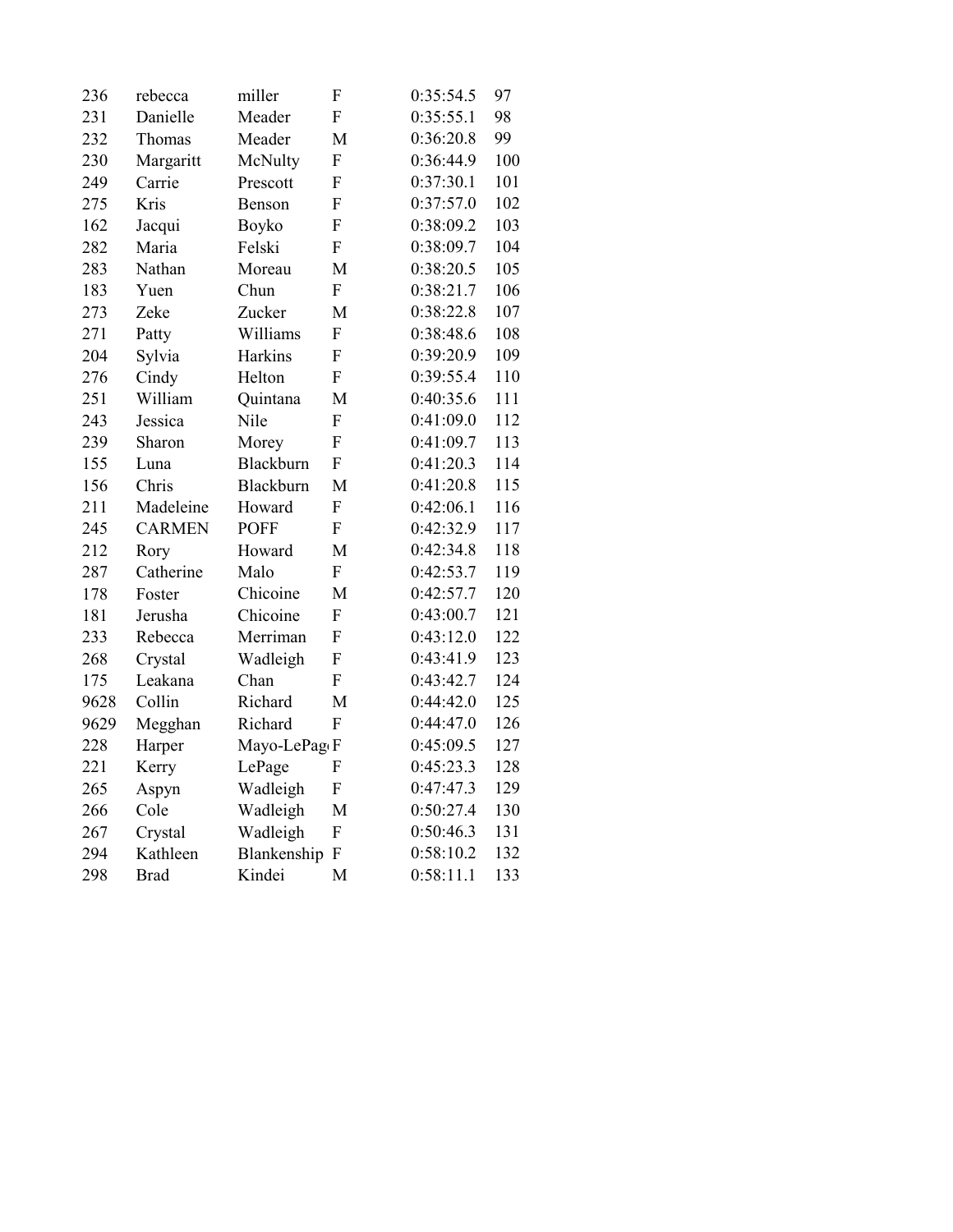| | | | | | |
|---|---|---|---|---|---|
| 236 | rebecca | miller | F | 0:35:54.5 | 97 |
| 231 | Danielle | Meader | F | 0:35:55.1 | 98 |
| 232 | Thomas | Meader | M | 0:36:20.8 | 99 |
| 230 | Margaritt | McNulty | F | 0:36:44.9 | 100 |
| 249 | Carrie | Prescott | F | 0:37:30.1 | 101 |
| 275 | Kris | Benson | F | 0:37:57.0 | 102 |
| 162 | Jacqui | Boyko | F | 0:38:09.2 | 103 |
| 282 | Maria | Felski | F | 0:38:09.7 | 104 |
| 283 | Nathan | Moreau | M | 0:38:20.5 | 105 |
| 183 | Yuen | Chun | F | 0:38:21.7 | 106 |
| 273 | Zeke | Zucker | M | 0:38:22.8 | 107 |
| 271 | Patty | Williams | F | 0:38:48.6 | 108 |
| 204 | Sylvia | Harkins | F | 0:39:20.9 | 109 |
| 276 | Cindy | Helton | F | 0:39:55.4 | 110 |
| 251 | William | Quintana | M | 0:40:35.6 | 111 |
| 243 | Jessica | Nile | F | 0:41:09.0 | 112 |
| 239 | Sharon | Morey | F | 0:41:09.7 | 113 |
| 155 | Luna | Blackburn | F | 0:41:20.3 | 114 |
| 156 | Chris | Blackburn | M | 0:41:20.8 | 115 |
| 211 | Madeleine | Howard | F | 0:42:06.1 | 116 |
| 245 | CARMEN | POFF | F | 0:42:32.9 | 117 |
| 212 | Rory | Howard | M | 0:42:34.8 | 118 |
| 287 | Catherine | Malo | F | 0:42:53.7 | 119 |
| 178 | Foster | Chicoine | M | 0:42:57.7 | 120 |
| 181 | Jerusha | Chicoine | F | 0:43:00.7 | 121 |
| 233 | Rebecca | Merriman | F | 0:43:12.0 | 122 |
| 268 | Crystal | Wadleigh | F | 0:43:41.9 | 123 |
| 175 | Leakana | Chan | F | 0:43:42.7 | 124 |
| 9628 | Collin | Richard | M | 0:44:42.0 | 125 |
| 9629 | Megghan | Richard | F | 0:44:47.0 | 126 |
| 228 | Harper | Mayo-LePag | F | 0:45:09.5 | 127 |
| 221 | Kerry | LePage | F | 0:45:23.3 | 128 |
| 265 | Aspyn | Wadleigh | F | 0:47:47.3 | 129 |
| 266 | Cole | Wadleigh | M | 0:50:27.4 | 130 |
| 267 | Crystal | Wadleigh | F | 0:50:46.3 | 131 |
| 294 | Kathleen | Blankenship | F | 0:58:10.2 | 132 |
| 298 | Brad | Kindei | M | 0:58:11.1 | 133 |